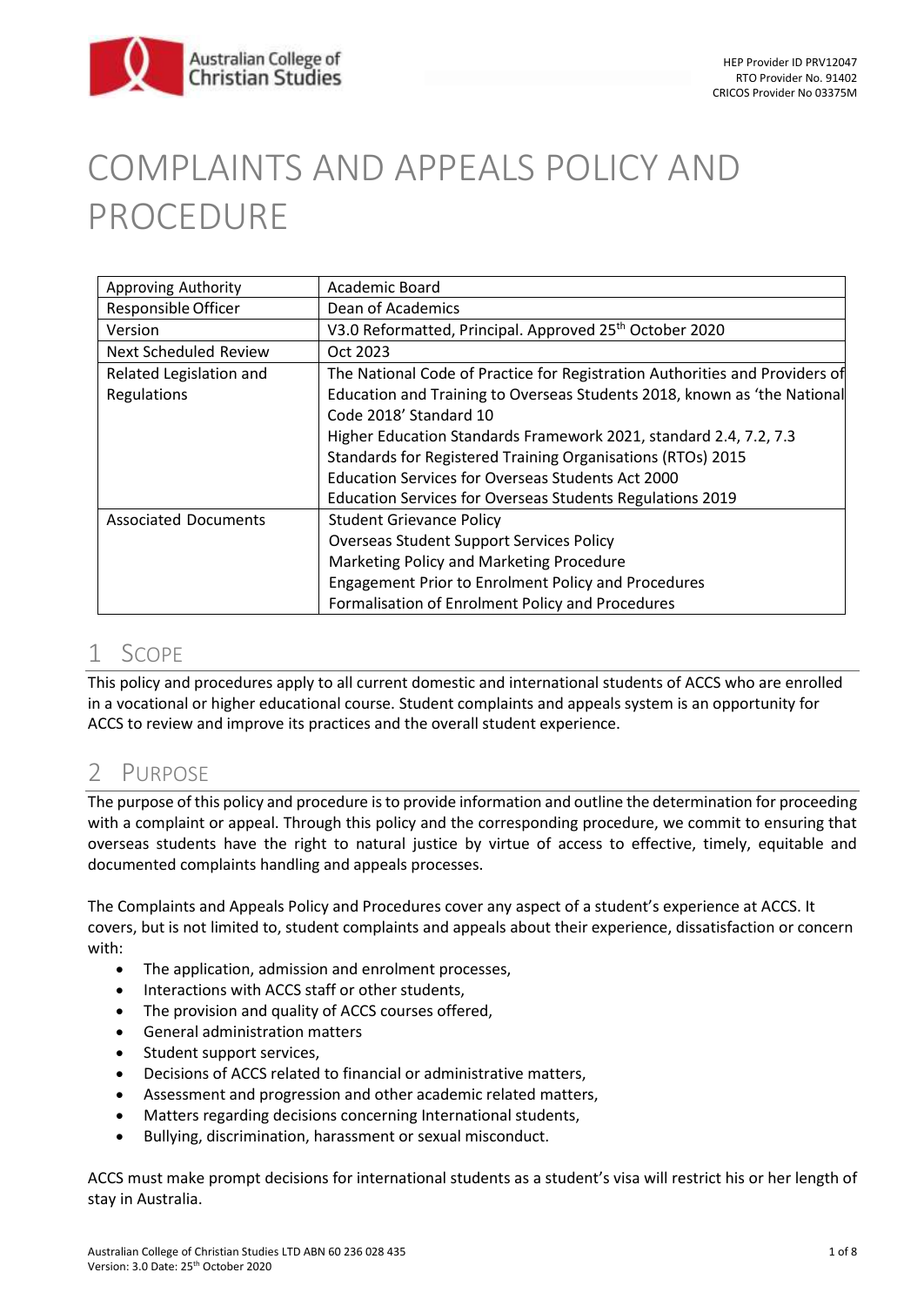HEP Provider ID PRV12047
RTO Provider No. 91402
CRICOS Provider No 03375M

# COMPLAINTS AND APPEALS POLICY AND PROCEDURE

| | |
|---|---|
| Approving Authority | Academic Board |
| Responsible Officer | Dean of Academics |
| Version | V3.0 Reformatted, Principal. Approved 25th October 2020 |
| Next Scheduled Review | Oct 2023 |
| Related Legislation and Regulations | The National Code of Practice for Registration Authorities and Providers of Education and Training to Overseas Students 2018, known as 'the National Code 2018' Standard 10<br>Higher Education Standards Framework 2021, standard 2.4, 7.2, 7.3<br>Standards for Registered Training Organisations (RTOs) 2015<br>Education Services for Overseas Students Act 2000<br>Education Services for Overseas Students Regulations 2019 |
| Associated Documents | Student Grievance Policy<br>Overseas Student Support Services Policy<br>Marketing Policy and Marketing Procedure<br>Engagement Prior to Enrolment Policy and Procedures<br>Formalisation of Enrolment Policy and Procedures |

## 1 SCOPE

This policy and procedures apply to all current domestic and international students of ACCS who are enrolled in a vocational or higher educational course. Student complaints and appeals system is an opportunity for ACCS to review and improve its practices and the overall student experience.

## 2 PURPOSE

The purpose of this policy and procedure is to provide information and outline the determination for proceeding with a complaint or appeal. Through this policy and the corresponding procedure, we commit to ensuring that overseas students have the right to natural justice by virtue of access to effective, timely, equitable and documented complaints handling and appeals processes.

The Complaints and Appeals Policy and Procedures cover any aspect of a student's experience at ACCS. It covers, but is not limited to, student complaints and appeals about their experience, dissatisfaction or concern with:

- The application, admission and enrolment processes,
- Interactions with ACCS staff or other students,
- The provision and quality of ACCS courses offered,
- General administration matters
- Student support services,
- Decisions of ACCS related to financial or administrative matters,
- Assessment and progression and other academic related matters,
- Matters regarding decisions concerning International students,
- Bullying, discrimination, harassment or sexual misconduct.

ACCS must make prompt decisions for international students as a student's visa will restrict his or her length of stay in Australia.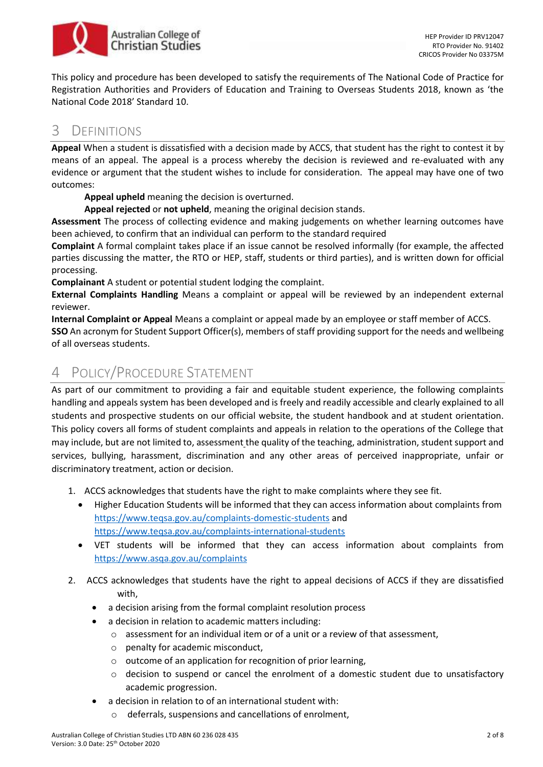This policy and procedure has been developed to satisfy the requirements of The National Code of Practice for Registration Authorities and Providers of Education and Training to Overseas Students 2018, known as 'the National Code 2018' Standard 10.

# 3 Definitions

**Appeal** When a student is dissatisfied with a decision made by ACCS, that student has the right to contest it by means of an appeal. The appeal is a process whereby the decision is reviewed and re-evaluated with any evidence or argument that the student wishes to include for consideration. The appeal may have one of two outcomes:

**Appeal upheld** meaning the decision is overturned.

**Appeal rejected** or **not upheld**, meaning the original decision stands.

**Assessment** The process of collecting evidence and making judgements on whether learning outcomes have been achieved, to confirm that an individual can perform to the standard required

**Complaint** A formal complaint takes place if an issue cannot be resolved informally (for example, the affected parties discussing the matter, the RTO or HEP, staff, students or third parties), and is written down for official processing.

**Complainant** A student or potential student lodging the complaint.

**External Complaints Handling** Means a complaint or appeal will be reviewed by an independent external reviewer.

**Internal Complaint or Appeal** Means a complaint or appeal made by an employee or staff member of ACCS.

**SSO** An acronym for Student Support Officer(s), members of staff providing support for the needs and wellbeing of all overseas students.

# 4 Policy/Procedure Statement

As part of our commitment to providing a fair and equitable student experience, the following complaints handling and appeals system has been developed and is freely and readily accessible and clearly explained to all students and prospective students on our official website, the student handbook and at student orientation. This policy covers all forms of student complaints and appeals in relation to the operations of the College that may include, but are not limited to, assessment the quality of the teaching, administration, student support and services, bullying, harassment, discrimination and any other areas of perceived inappropriate, unfair or discriminatory treatment, action or decision.

1. ACCS acknowledges that students have the right to make complaints where they see fit.
   - Higher Education Students will be informed that they can access information about complaints from https://www.teqsa.gov.au/complaints-domestic-students and https://www.teqsa.gov.au/complaints-international-students
   - VET students will be informed that they can access information about complaints from https://www.asqa.gov.au/complaints
2. ACCS acknowledges that students have the right to appeal decisions of ACCS if they are dissatisfied with,
   - a decision arising from the formal complaint resolution process
   - a decision in relation to academic matters including:
     - assessment for an individual item or of a unit or a review of that assessment,
     - penalty for academic misconduct,
     - outcome of an application for recognition of prior learning,
     - decision to suspend or cancel the enrolment of a domestic student due to unsatisfactory academic progression.
   - a decision in relation to of an international student with:
     - deferrals, suspensions and cancellations of enrolment,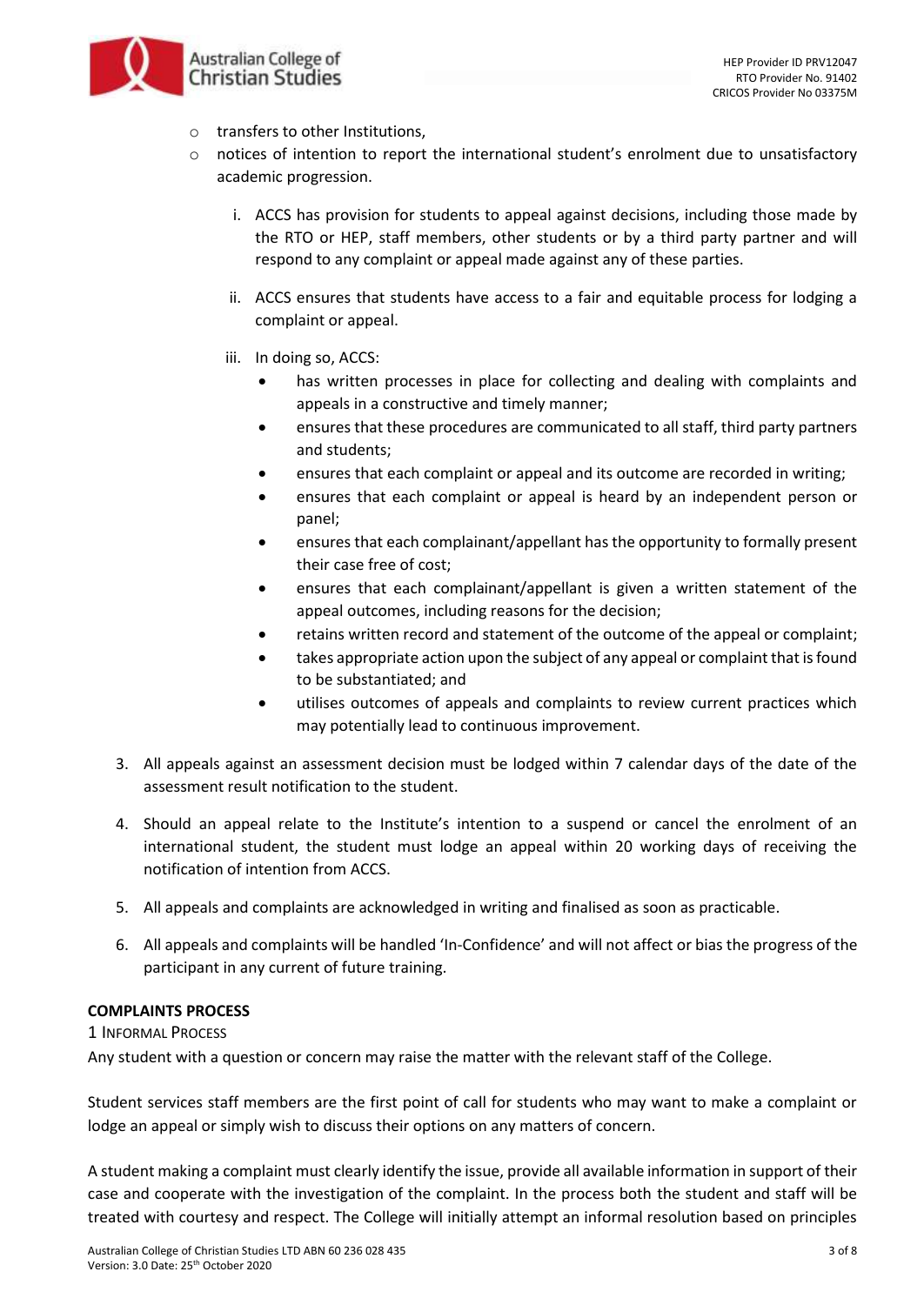- transfers to other Institutions,
- notices of intention to report the international student's enrolment due to unsatisfactory academic progression.

   i. ACCS has provision for students to appeal against decisions, including those made by the RTO or HEP, staff members, other students or by a third party partner and will respond to any complaint or appeal made against any of these parties.

   ii. ACCS ensures that students have access to a fair and equitable process for lodging a complaint or appeal.

   iii. In doing so, ACCS:
      - has written processes in place for collecting and dealing with complaints and appeals in a constructive and timely manner;
      - ensures that these procedures are communicated to all staff, third party partners and students;
      - ensures that each complaint or appeal and its outcome are recorded in writing;
      - ensures that each complaint or appeal is heard by an independent person or panel;
      - ensures that each complainant/appellant has the opportunity to formally present their case free of cost;
      - ensures that each complainant/appellant is given a written statement of the appeal outcomes, including reasons for the decision;
      - retains written record and statement of the outcome of the appeal or complaint;
      - takes appropriate action upon the subject of any appeal or complaint that is found to be substantiated; and
      - utilises outcomes of appeals and complaints to review current practices which may potentially lead to continuous improvement.

3. All appeals against an assessment decision must be lodged within 7 calendar days of the date of the assessment result notification to the student.

4. Should an appeal relate to the Institute's intention to a suspend or cancel the enrolment of an international student, the student must lodge an appeal within 20 working days of receiving the notification of intention from ACCS.

5. All appeals and complaints are acknowledged in writing and finalised as soon as practicable.

6. All appeals and complaints will be handled 'In-Confidence' and will not affect or bias the progress of the participant in any current of future training.

**COMPLAINTS PROCESS**

1 Informal Process

Any student with a question or concern may raise the matter with the relevant staff of the College.

Student services staff members are the first point of call for students who may want to make a complaint or lodge an appeal or simply wish to discuss their options on any matters of concern.

A student making a complaint must clearly identify the issue, provide all available information in support of their case and cooperate with the investigation of the complaint. In the process both the student and staff will be treated with courtesy and respect. The College will initially attempt an informal resolution based on principles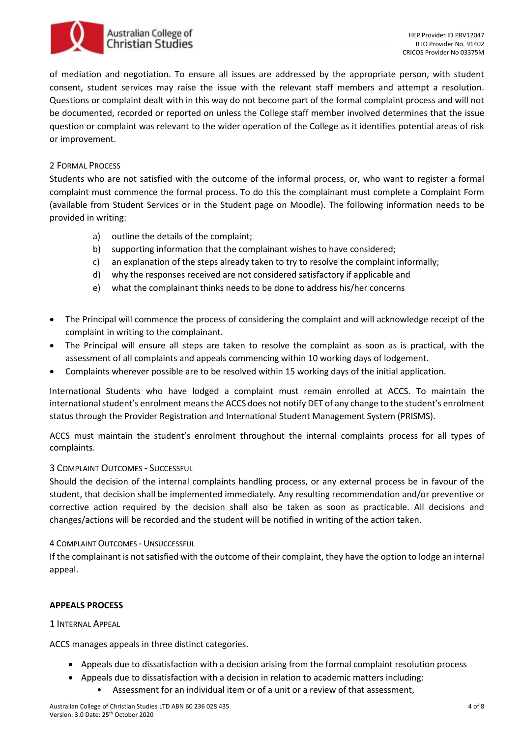of mediation and negotiation. To ensure all issues are addressed by the appropriate person, with student consent, student services may raise the issue with the relevant staff members and attempt a resolution. Questions or complaint dealt with in this way do not become part of the formal complaint process and will not be documented, recorded or reported on unless the College staff member involved determines that the issue question or complaint was relevant to the wider operation of the College as it identifies potential areas of risk or improvement.

### 2 Formal Process

Students who are not satisfied with the outcome of the informal process, or, who want to register a formal complaint must commence the formal process. To do this the complainant must complete a Complaint Form (available from Student Services or in the Student page on Moodle). The following information needs to be provided in writing:

a) outline the details of the complaint;
b) supporting information that the complainant wishes to have considered;
c) an explanation of the steps already taken to try to resolve the complaint informally;
d) why the responses received are not considered satisfactory if applicable and
e) what the complainant thinks needs to be done to address his/her concerns

- The Principal will commence the process of considering the complaint and will acknowledge receipt of the complaint in writing to the complainant.
- The Principal will ensure all steps are taken to resolve the complaint as soon as is practical, with the assessment of all complaints and appeals commencing within 10 working days of lodgement.
- Complaints wherever possible are to be resolved within 15 working days of the initial application.

International Students who have lodged a complaint must remain enrolled at ACCS. To maintain the international student's enrolment means the ACCS does not notify DET of any change to the student's enrolment status through the Provider Registration and International Student Management System (PRISMS).

ACCS must maintain the student's enrolment throughout the internal complaints process for all types of complaints.

### 3 Complaint Outcomes - Successful

Should the decision of the internal complaints handling process, or any external process be in favour of the student, that decision shall be implemented immediately. Any resulting recommendation and/or preventive or corrective action required by the decision shall also be taken as soon as practicable. All decisions and changes/actions will be recorded and the student will be notified in writing of the action taken.

### 4 Complaint Outcomes - Unsuccessful

If the complainant is not satisfied with the outcome of their complaint, they have the option to lodge an internal appeal.

## APPEALS PROCESS

### 1 Internal Appeal

ACCS manages appeals in three distinct categories.

- Appeals due to dissatisfaction with a decision arising from the formal complaint resolution process
- Appeals due to dissatisfaction with a decision in relation to academic matters including:
    - Assessment for an individual item or of a unit or a review of that assessment,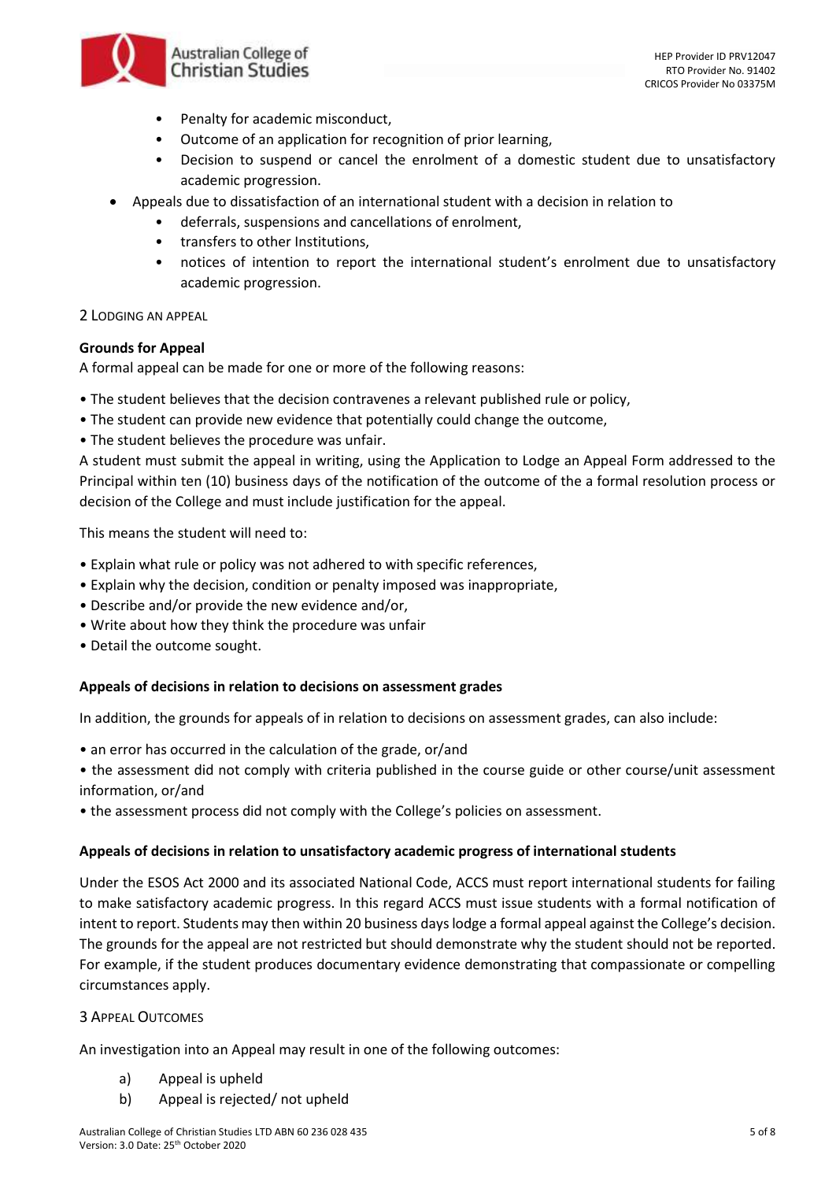- Penalty for academic misconduct,
    - Outcome of an application for recognition of prior learning,
    - Decision to suspend or cancel the enrolment of a domestic student due to unsatisfactory academic progression.
- Appeals due to dissatisfaction of an international student with a decision in relation to
    - deferrals, suspensions and cancellations of enrolment,
    - transfers to other Institutions,
    - notices of intention to report the international student's enrolment due to unsatisfactory academic progression.

## 2 Lodging an Appeal

**Grounds for Appeal**

A formal appeal can be made for one or more of the following reasons:

• The student believes that the decision contravenes a relevant published rule or policy,
• The student can provide new evidence that potentially could change the outcome,
• The student believes the procedure was unfair.

A student must submit the appeal in writing, using the Application to Lodge an Appeal Form addressed to the Principal within ten (10) business days of the notification of the outcome of the a formal resolution process or decision of the College and must include justification for the appeal.

This means the student will need to:

• Explain what rule or policy was not adhered to with specific references,
• Explain why the decision, condition or penalty imposed was inappropriate,
• Describe and/or provide the new evidence and/or,
• Write about how they think the procedure was unfair
• Detail the outcome sought.

**Appeals of decisions in relation to decisions on assessment grades**

In addition, the grounds for appeals of in relation to decisions on assessment grades, can also include:

• an error has occurred in the calculation of the grade, or/and
• the assessment did not comply with criteria published in the course guide or other course/unit assessment information, or/and
• the assessment process did not comply with the College's policies on assessment.

**Appeals of decisions in relation to unsatisfactory academic progress of international students**

Under the ESOS Act 2000 and its associated National Code, ACCS must report international students for failing to make satisfactory academic progress. In this regard ACCS must issue students with a formal notification of intent to report. Students may then within 20 business days lodge a formal appeal against the College's decision. The grounds for the appeal are not restricted but should demonstrate why the student should not be reported. For example, if the student produces documentary evidence demonstrating that compassionate or compelling circumstances apply.

## 3 Appeal Outcomes

An investigation into an Appeal may result in one of the following outcomes:

a) Appeal is upheld
b) Appeal is rejected/ not upheld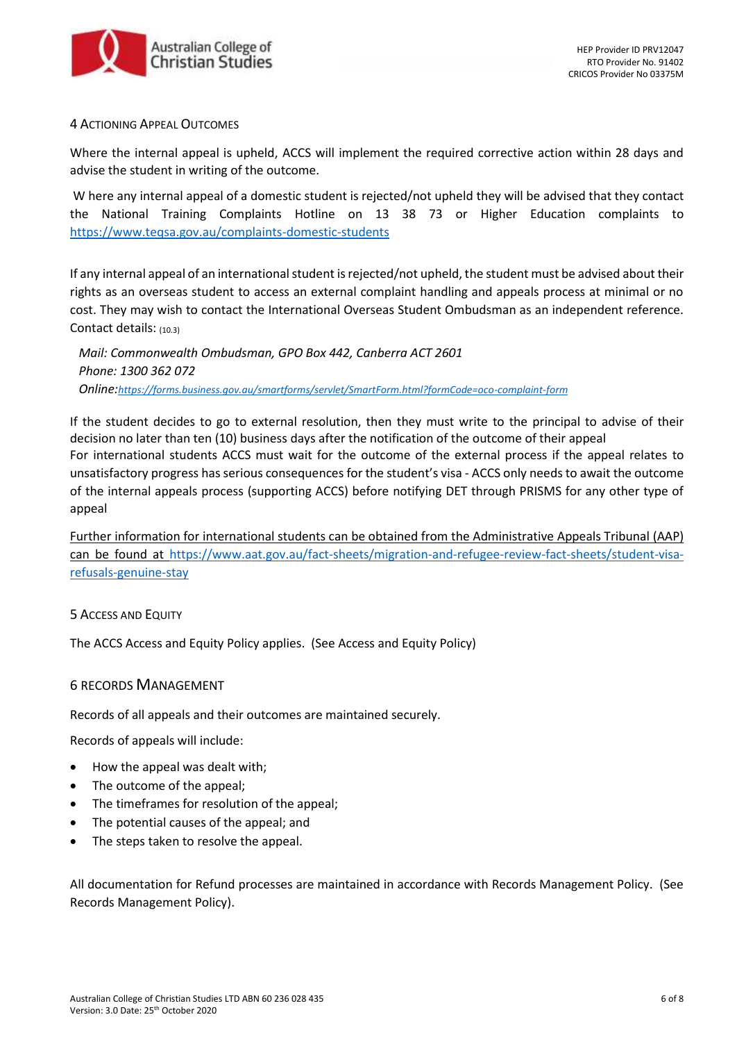## 4 Actioning Appeal Outcomes

Where the internal appeal is upheld, ACCS will implement the required corrective action within 28 days and advise the student in writing of the outcome.

W here any internal appeal of a domestic student is rejected/not upheld they will be advised that they contact the National Training Complaints Hotline on 13 38 73 or Higher Education complaints to https://www.teqsa.gov.au/complaints-domestic-students

If any internal appeal of an international student is rejected/not upheld, the student must be advised about their rights as an overseas student to access an external complaint handling and appeals process at minimal or no cost. They may wish to contact the International Overseas Student Ombudsman as an independent reference. Contact details: (10.3)

*Mail: Commonwealth Ombudsman, GPO Box 442, Canberra ACT 2601*
*Phone: 1300 362 072*
*Online:* https://forms.business.gov.au/smartforms/servlet/SmartForm.html?formCode=oco-complaint-form

If the student decides to go to external resolution, then they must write to the principal to advise of their decision no later than ten (10) business days after the notification of the outcome of their appeal
For international students ACCS must wait for the outcome of the external process if the appeal relates to unsatisfactory progress has serious consequences for the student's visa - ACCS only needs to await the outcome of the internal appeals process (supporting ACCS) before notifying DET through PRISMS for any other type of appeal

Further information for international students can be obtained from the Administrative Appeals Tribunal (AAP) can be found at https://www.aat.gov.au/fact-sheets/migration-and-refugee-review-fact-sheets/student-visa-refusals-genuine-stay

## 5 Access and Equity

The ACCS Access and Equity Policy applies. (See Access and Equity Policy)

## 6 Records Management

Records of all appeals and their outcomes are maintained securely.

Records of appeals will include:

- How the appeal was dealt with;
- The outcome of the appeal;
- The timeframes for resolution of the appeal;
- The potential causes of the appeal; and
- The steps taken to resolve the appeal.

All documentation for Refund processes are maintained in accordance with Records Management Policy. (See Records Management Policy).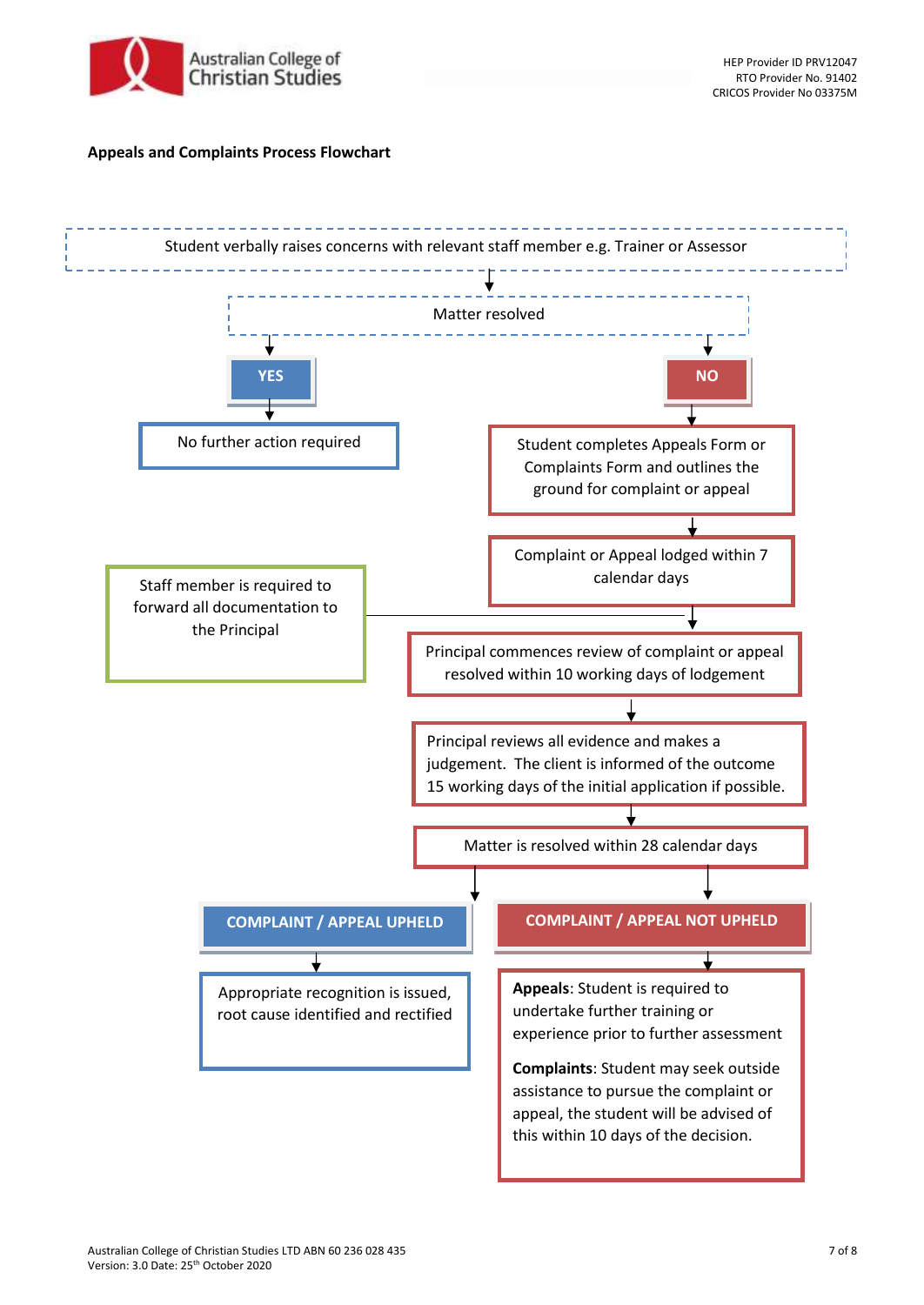**Appeals and Complaints Process Flowchart**

Student verbally raises concerns with relevant staff member e.g. Trainer or Assessor

Matter resolved

**YES**

No further action required

**NO**

Student completes Appeals Form or Complaints Form and outlines the ground for complaint or appeal

Complaint or Appeal lodged within 7 calendar days

Staff member is required to forward all documentation to the Principal

Principal commences review of complaint or appeal resolved within 10 working days of lodgement

Principal reviews all evidence and makes a judgement. The client is informed of the outcome 15 working days of the initial application if possible.

Matter is resolved within 28 calendar days

**COMPLAINT / APPEAL UPHELD**

Appropriate recognition is issued, root cause identified and rectified

**COMPLAINT / APPEAL NOT UPHELD**

**Appeals**: Student is required to undertake further training or experience prior to further assessment

**Complaints**: Student may seek outside assistance to pursue the complaint or appeal, the student will be advised of this within 10 days of the decision.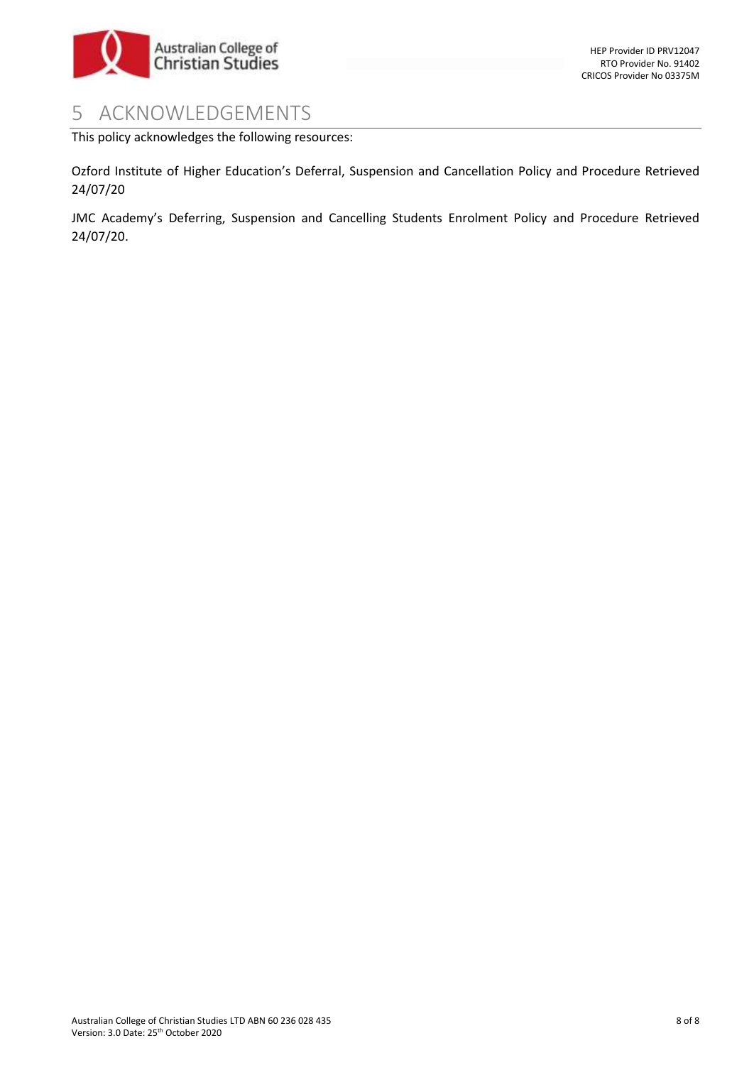## 5 ACKNOWLEDGEMENTS

This policy acknowledges the following resources:

Ozford Institute of Higher Education's Deferral, Suspension and Cancellation Policy and Procedure Retrieved 24/07/20

JMC Academy's Deferring, Suspension and Cancelling Students Enrolment Policy and Procedure Retrieved 24/07/20.